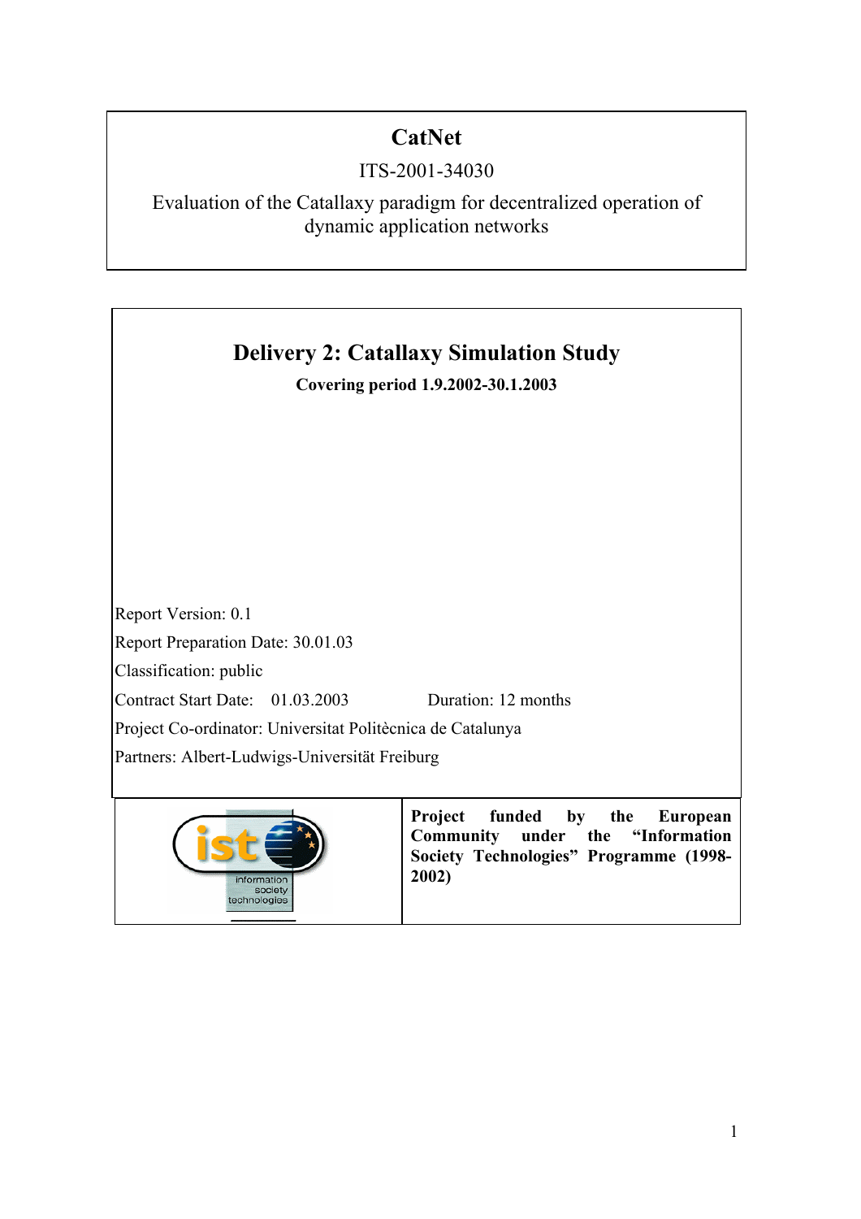# CatNet

ITS-2001-34030

Evaluation of the Catallaxy paradigm for decentralized operation of dynamic application networks

## Delivery 2: Catallaxy Simulation Study

**Covering period 1.9.2002-30.1.2003**

Report Version: 0.1

Report Preparation Date: 30.01.03

Classification: public

Contract Start Date: 01.03.2003 Duration: 12 months

Project Co-ordinator: Universitat Politècnica de Catalunya

Partners: Albert-Ludwigs-Universität Freiburg

ist information society technologies

**Project funded by the European Community under the "Information Society Technologies" Programme (1998-2002)**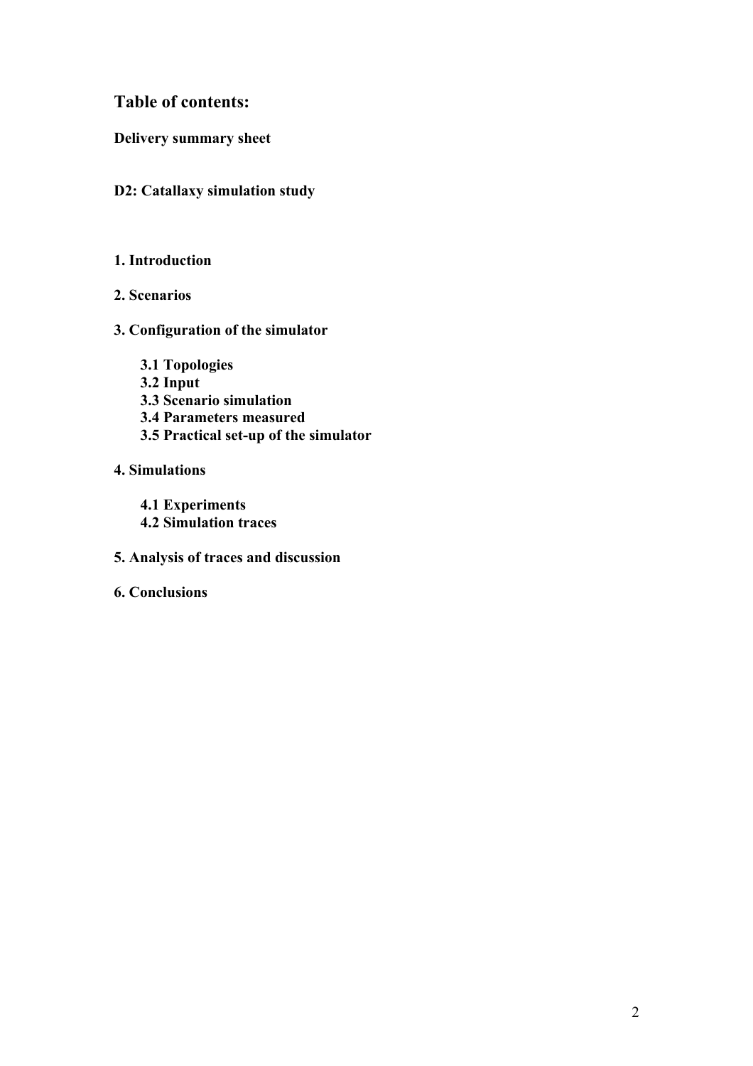## Table of contents:

**Delivery summary sheet**

**D2: Catallaxy simulation study**

**1. Introduction**

**2. Scenarios**

**3. Configuration of the simulator**

- **3.1 Topologies**
- **3.2 Input**
- **3.3 Scenario simulation**
- **3.4 Parameters measured**
- **3.5 Practical set-up of the simulator**

**4. Simulations**

- **4.1 Experiments**
- **4.2 Simulation traces**

**5. Analysis of traces and discussion**

**6. Conclusions**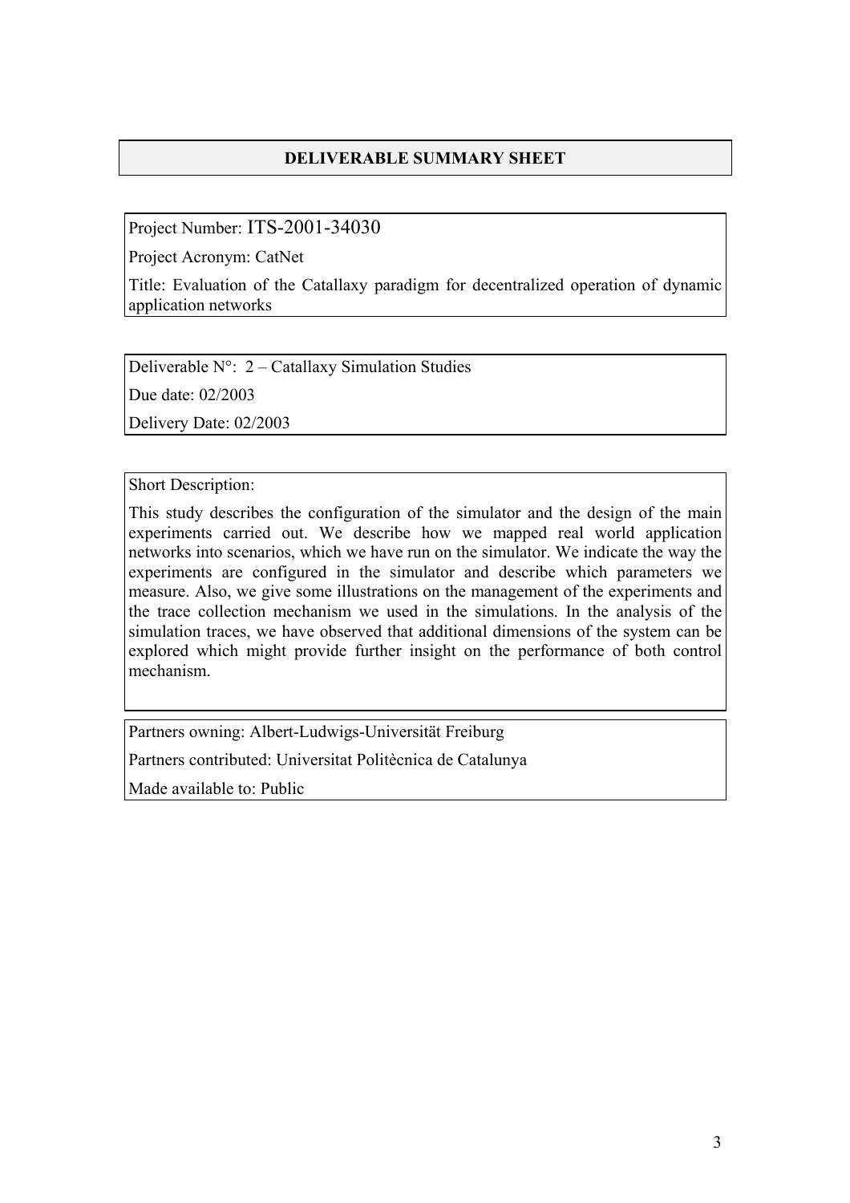## DELIVERABLE SUMMARY SHEET

Project Number: ITS-2001-34030

Project Acronym: CatNet

Title: Evaluation of the Catallaxy paradigm for decentralized operation of dynamic application networks

Deliverable N°: 2 – Catallaxy Simulation Studies

Due date: 02/2003

Delivery Date: 02/2003

Short Description:

This study describes the configuration of the simulator and the design of the main experiments carried out. We describe how we mapped real world application networks into scenarios, which we have run on the simulator. We indicate the way the experiments are configured in the simulator and describe which parameters we measure. Also, we give some illustrations on the management of the experiments and the trace collection mechanism we used in the simulations. In the analysis of the simulation traces, we have observed that additional dimensions of the system can be explored which might provide further insight on the performance of both control mechanism.

Partners owning: Albert-Ludwigs-Universität Freiburg

Partners contributed: Universitat Politècnica de Catalunya

Made available to: Public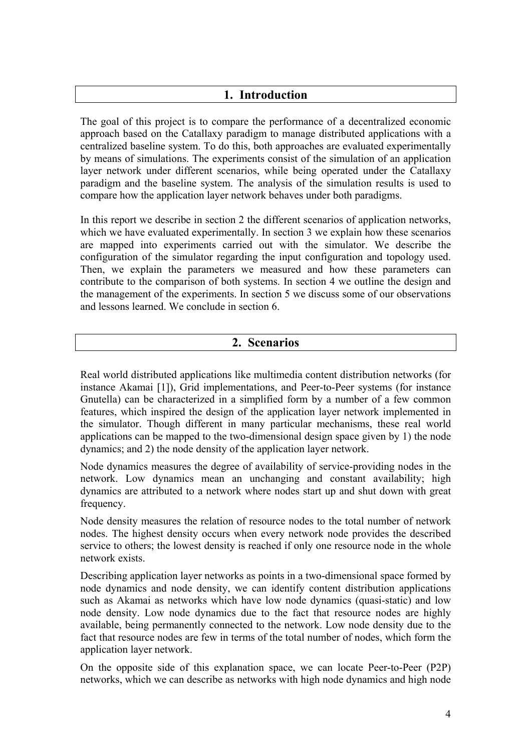# 1. Introduction

The goal of this project is to compare the performance of a decentralized economic approach based on the Catallaxy paradigm to manage distributed applications with a centralized baseline system. To do this, both approaches are evaluated experimentally by means of simulations. The experiments consist of the simulation of an application layer network under different scenarios, while being operated under the Catallaxy paradigm and the baseline system. The analysis of the simulation results is used to compare how the application layer network behaves under both paradigms.

In this report we describe in section 2 the different scenarios of application networks, which we have evaluated experimentally. In section 3 we explain how these scenarios are mapped into experiments carried out with the simulator. We describe the configuration of the simulator regarding the input configuration and topology used. Then, we explain the parameters we measured and how these parameters can contribute to the comparison of both systems. In section 4 we outline the design and the management of the experiments. In section 5 we discuss some of our observations and lessons learned. We conclude in section 6.

# 2. Scenarios

Real world distributed applications like multimedia content distribution networks (for instance Akamai [1]), Grid implementations, and Peer-to-Peer systems (for instance Gnutella) can be characterized in a simplified form by a number of a few common features, which inspired the design of the application layer network implemented in the simulator. Though different in many particular mechanisms, these real world applications can be mapped to the two-dimensional design space given by 1) the node dynamics; and 2) the node density of the application layer network.

Node dynamics measures the degree of availability of service-providing nodes in the network. Low dynamics mean an unchanging and constant availability; high dynamics are attributed to a network where nodes start up and shut down with great frequency.

Node density measures the relation of resource nodes to the total number of network nodes. The highest density occurs when every network node provides the described service to others; the lowest density is reached if only one resource node in the whole network exists.

Describing application layer networks as points in a two-dimensional space formed by node dynamics and node density, we can identify content distribution applications such as Akamai as networks which have low node dynamics (quasi-static) and low node density. Low node dynamics due to the fact that resource nodes are highly available, being permanently connected to the network. Low node density due to the fact that resource nodes are few in terms of the total number of nodes, which form the application layer network.

On the opposite side of this explanation space, we can locate Peer-to-Peer (P2P) networks, which we can describe as networks with high node dynamics and high node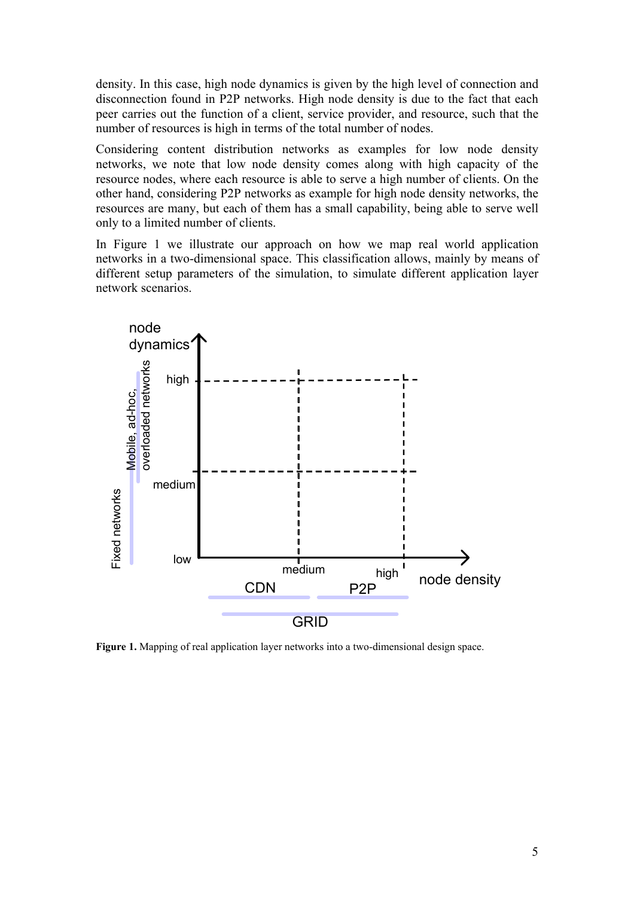density. In this case, high node dynamics is given by the high level of connection and disconnection found in P2P networks. High node density is due to the fact that each peer carries out the function of a client, service provider, and resource, such that the number of resources is high in terms of the total number of nodes.

Considering content distribution networks as examples for low node density networks, we note that low node density comes along with high capacity of the resource nodes, where each resource is able to serve a high number of clients. On the other hand, considering P2P networks as example for high node density networks, the resources are many, but each of them has a small capability, being able to serve well only to a limited number of clients.

In Figure 1 we illustrate our approach on how we map real world application networks in a two-dimensional space. This classification allows, mainly by means of different setup parameters of the simulation, to simulate different application layer network scenarios.

**Figure 1.** Mapping of real application layer networks into a two-dimensional design space.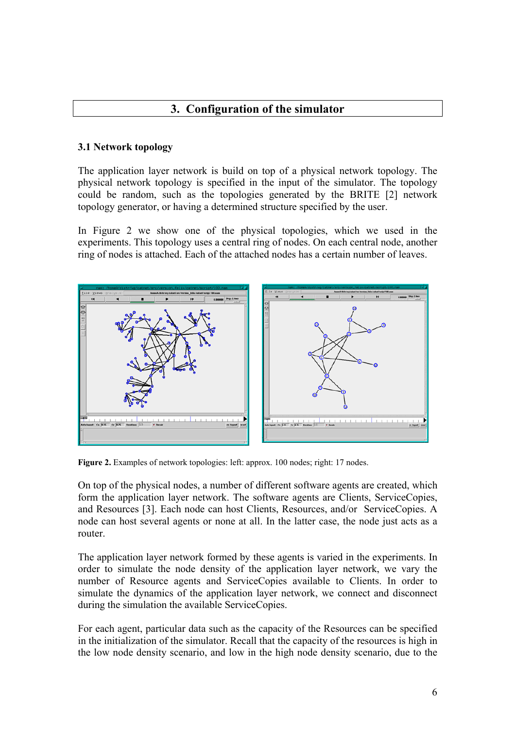## 3. Configuration of the simulator

### 3.1 Network topology

The application layer network is build on top of a physical network topology. The physical network topology is specified in the input of the simulator. The topology could be random, such as the topologies generated by the BRITE [2] network topology generator, or having a determined structure specified by the user.

In Figure 2 we show one of the physical topologies, which we used in the experiments. This topology uses a central ring of nodes. On each central node, another ring of nodes is attached. Each of the attached nodes has a certain number of leaves.

**Figure 2.** Examples of network topologies: left: approx. 100 nodes; right: 17 nodes.

On top of the physical nodes, a number of different software agents are created, which form the application layer network. The software agents are Clients, ServiceCopies, and Resources [3]. Each node can host Clients, Resources, and/or ServiceCopies. A node can host several agents or none at all. In the latter case, the node just acts as a router.

The application layer network formed by these agents is varied in the experiments. In order to simulate the node density of the application layer network, we vary the number of Resource agents and ServiceCopies available to Clients. In order to simulate the dynamics of the application layer network, we connect and disconnect during the simulation the available ServiceCopies.

For each agent, particular data such as the capacity of the Resources can be specified in the initialization of the simulator. Recall that the capacity of the resources is high in the low node density scenario, and low in the high node density scenario, due to the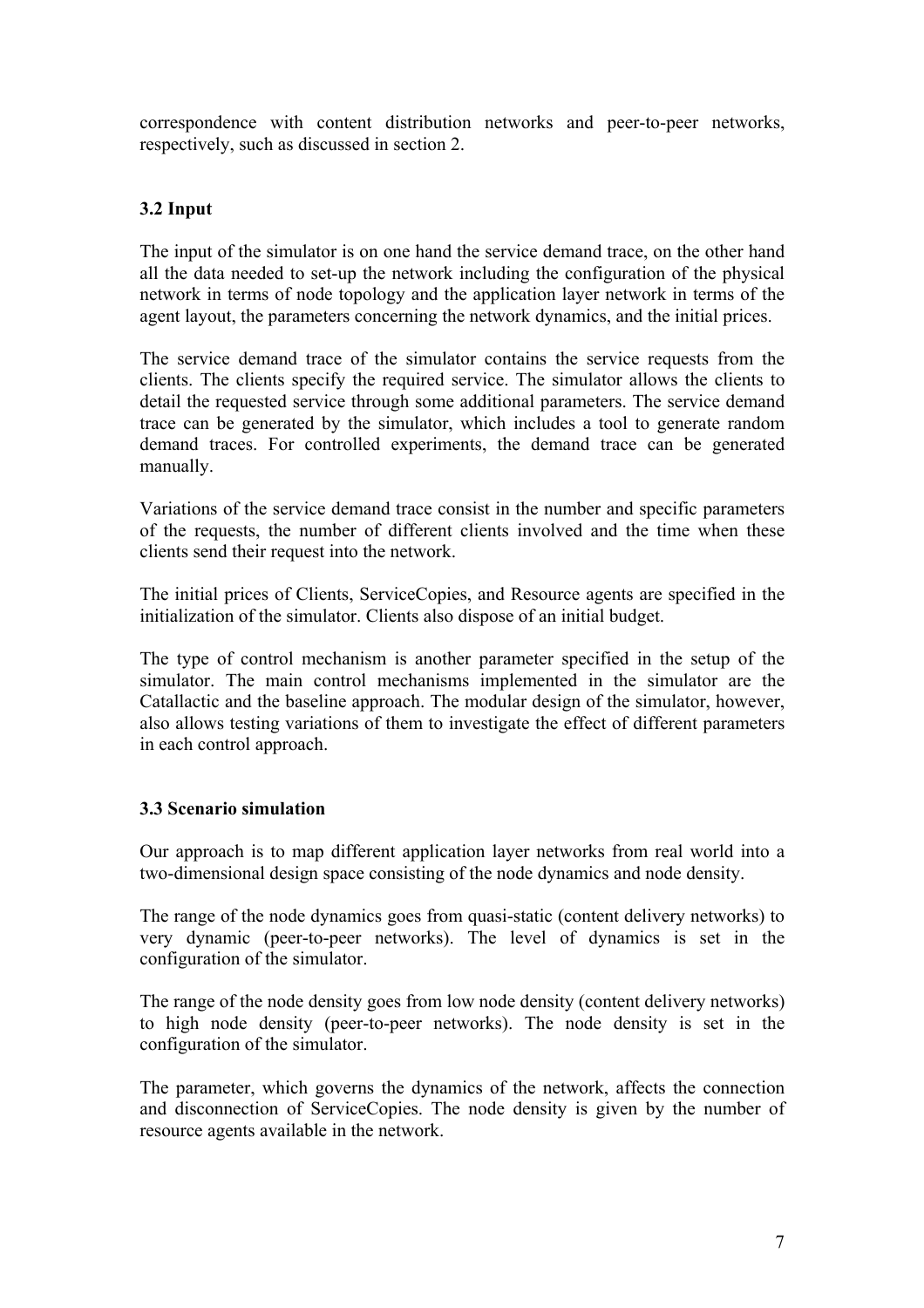correspondence with content distribution networks and peer-to-peer networks, respectively, such as discussed in section 2.

### 3.2 Input

The input of the simulator is on one hand the service demand trace, on the other hand all the data needed to set-up the network including the configuration of the physical network in terms of node topology and the application layer network in terms of the agent layout, the parameters concerning the network dynamics, and the initial prices.

The service demand trace of the simulator contains the service requests from the clients. The clients specify the required service. The simulator allows the clients to detail the requested service through some additional parameters. The service demand trace can be generated by the simulator, which includes a tool to generate random demand traces. For controlled experiments, the demand trace can be generated manually.

Variations of the service demand trace consist in the number and specific parameters of the requests, the number of different clients involved and the time when these clients send their request into the network.

The initial prices of Clients, ServiceCopies, and Resource agents are specified in the initialization of the simulator. Clients also dispose of an initial budget.

The type of control mechanism is another parameter specified in the setup of the simulator. The main control mechanisms implemented in the simulator are the Catallactic and the baseline approach. The modular design of the simulator, however, also allows testing variations of them to investigate the effect of different parameters in each control approach.

### 3.3 Scenario simulation

Our approach is to map different application layer networks from real world into a two-dimensional design space consisting of the node dynamics and node density.

The range of the node dynamics goes from quasi-static (content delivery networks) to very dynamic (peer-to-peer networks). The level of dynamics is set in the configuration of the simulator.

The range of the node density goes from low node density (content delivery networks) to high node density (peer-to-peer networks). The node density is set in the configuration of the simulator.

The parameter, which governs the dynamics of the network, affects the connection and disconnection of ServiceCopies. The node density is given by the number of resource agents available in the network.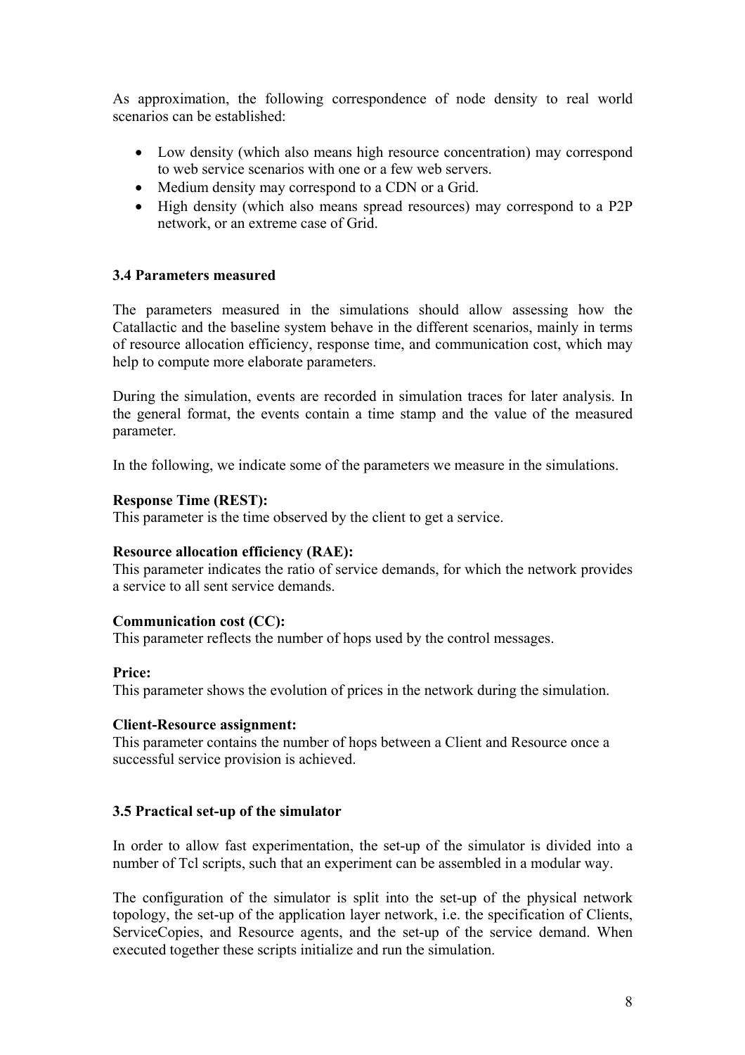As approximation, the following correspondence of node density to real world scenarios can be established:

- Low density (which also means high resource concentration) may correspond to web service scenarios with one or a few web servers.
- Medium density may correspond to a CDN or a Grid.
- High density (which also means spread resources) may correspond to a P2P network, or an extreme case of Grid.

### 3.4 Parameters measured

The parameters measured in the simulations should allow assessing how the Catallactic and the baseline system behave in the different scenarios, mainly in terms of resource allocation efficiency, response time, and communication cost, which may help to compute more elaborate parameters.

During the simulation, events are recorded in simulation traces for later analysis. In the general format, the events contain a time stamp and the value of the measured parameter.

In the following, we indicate some of the parameters we measure in the simulations.

**Response Time (REST):**
This parameter is the time observed by the client to get a service.

**Resource allocation efficiency (RAE):**
This parameter indicates the ratio of service demands, for which the network provides a service to all sent service demands.

**Communication cost (CC):**
This parameter reflects the number of hops used by the control messages.

**Price:**
This parameter shows the evolution of prices in the network during the simulation.

**Client-Resource assignment:**
This parameter contains the number of hops between a Client and Resource once a successful service provision is achieved.

### 3.5 Practical set-up of the simulator

In order to allow fast experimentation, the set-up of the simulator is divided into a number of Tcl scripts, such that an experiment can be assembled in a modular way.

The configuration of the simulator is split into the set-up of the physical network topology, the set-up of the application layer network, i.e. the specification of Clients, ServiceCopies, and Resource agents, and the set-up of the service demand. When executed together these scripts initialize and run the simulation.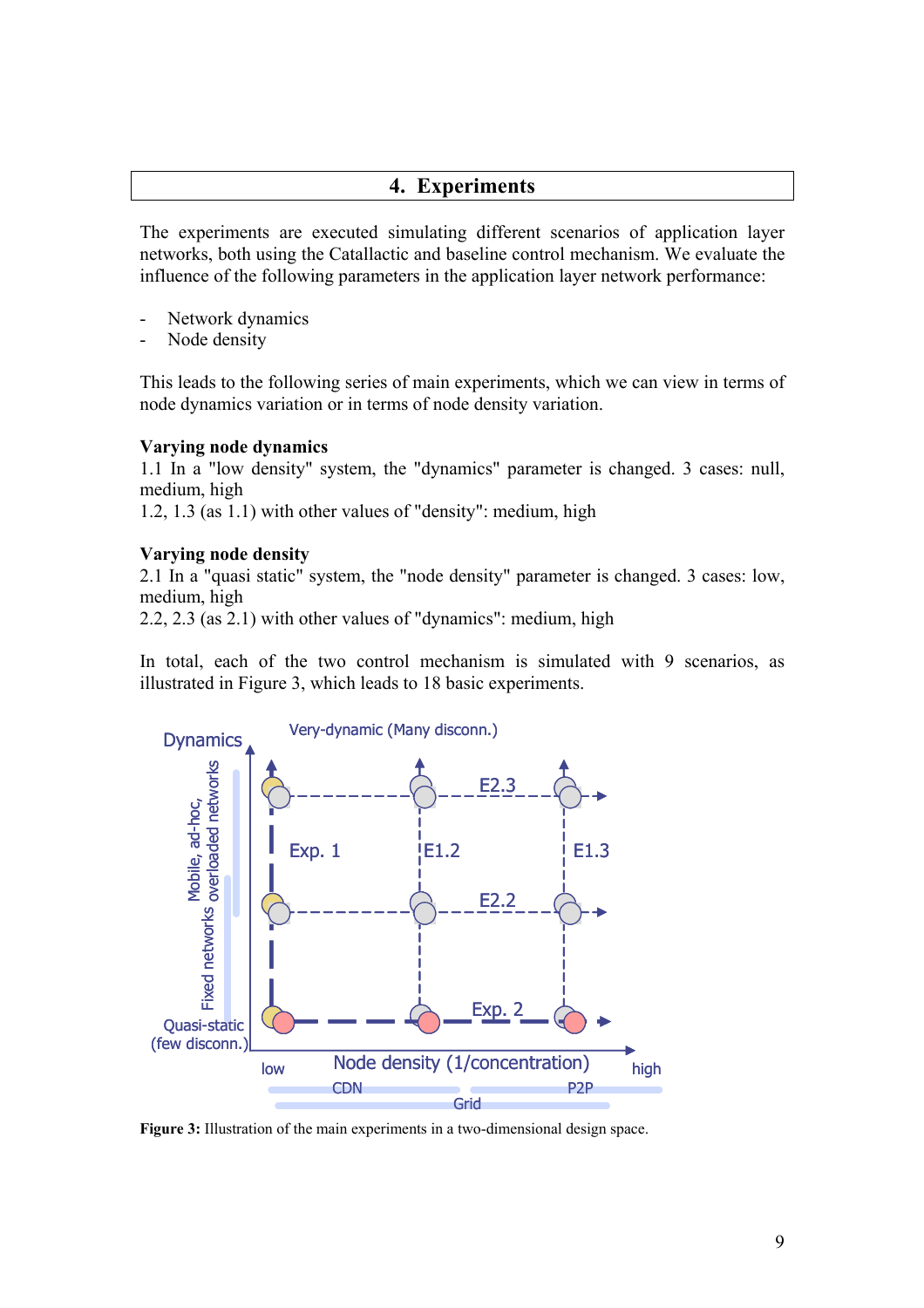# 4. Experiments

The experiments are executed simulating different scenarios of application layer networks, both using the Catallactic and baseline control mechanism. We evaluate the influence of the following parameters in the application layer network performance:

- Network dynamics
- Node density

This leads to the following series of main experiments, which we can view in terms of node dynamics variation or in terms of node density variation.

**Varying node dynamics**
1.1 In a "low density" system, the "dynamics" parameter is changed. 3 cases: null, medium, high
1.2, 1.3 (as 1.1) with other values of "density": medium, high

**Varying node density**
2.1 In a "quasi static" system, the "node density" parameter is changed. 3 cases: low, medium, high
2.2, 2.3 (as 2.1) with other values of "dynamics": medium, high

In total, each of the two control mechanism is simulated with 9 scenarios, as illustrated in Figure 3, which leads to 18 basic experiments.

**Figure 3:** Illustration of the main experiments in a two-dimensional design space.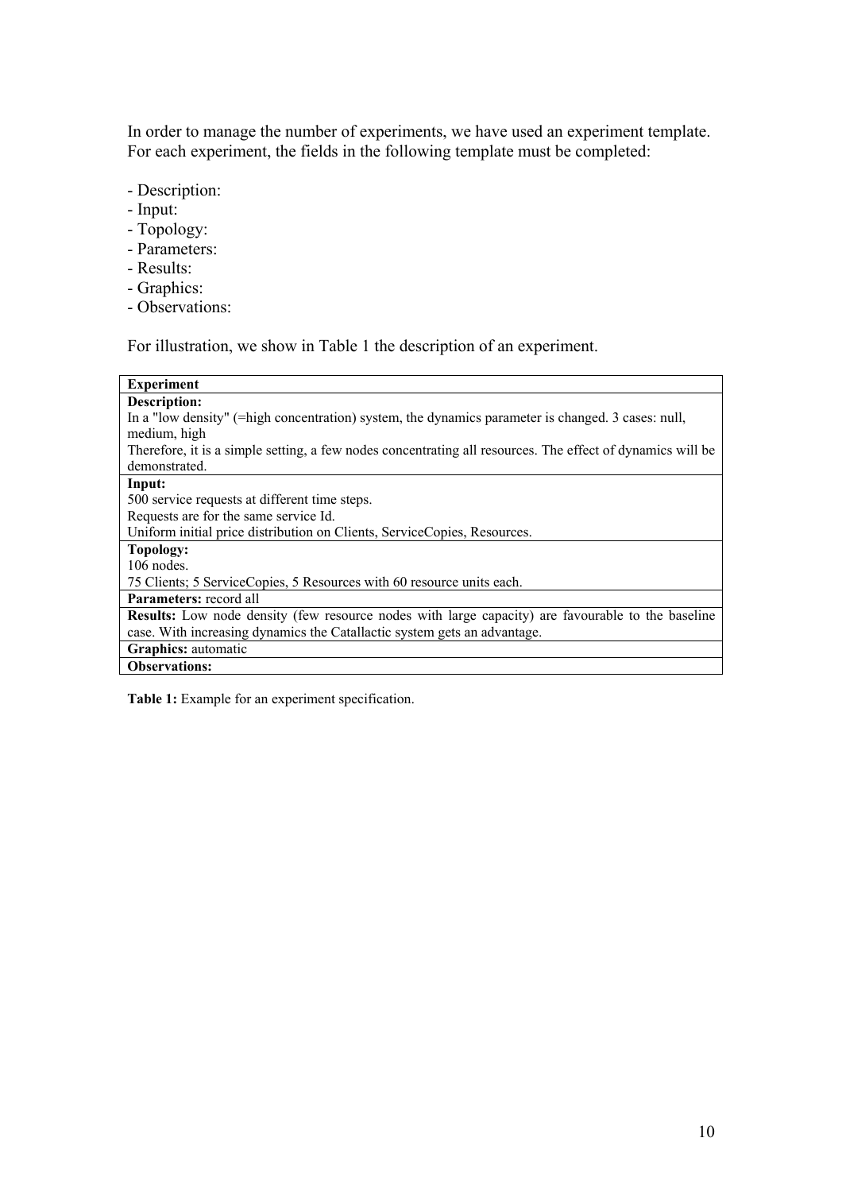In order to manage the number of experiments, we have used an experiment template. For each experiment, the fields in the following template must be completed:

- Description:
- Input:
- Topology:
- Parameters:
- Results:
- Graphics:
- Observations:

For illustration, we show in Table 1 the description of an experiment.

| **Experiment** |
|---|
| **Description:**<br>In a "low density" (=high concentration) system, the dynamics parameter is changed. 3 cases: null, medium, high<br>Therefore, it is a simple setting, a few nodes concentrating all resources. The effect of dynamics will be demonstrated. |
| **Input:**<br>500 service requests at different time steps.<br>Requests are for the same service Id.<br>Uniform initial price distribution on Clients, ServiceCopies, Resources. |
| **Topology:**<br>106 nodes.<br>75 Clients; 5 ServiceCopies, 5 Resources with 60 resource units each. |
| **Parameters:** record all |
| **Results:** Low node density (few resource nodes with large capacity) are favourable to the baseline case. With increasing dynamics the Catallactic system gets an advantage. |
| **Graphics:** automatic |
| **Observations:** |

**Table 1:** Example for an experiment specification.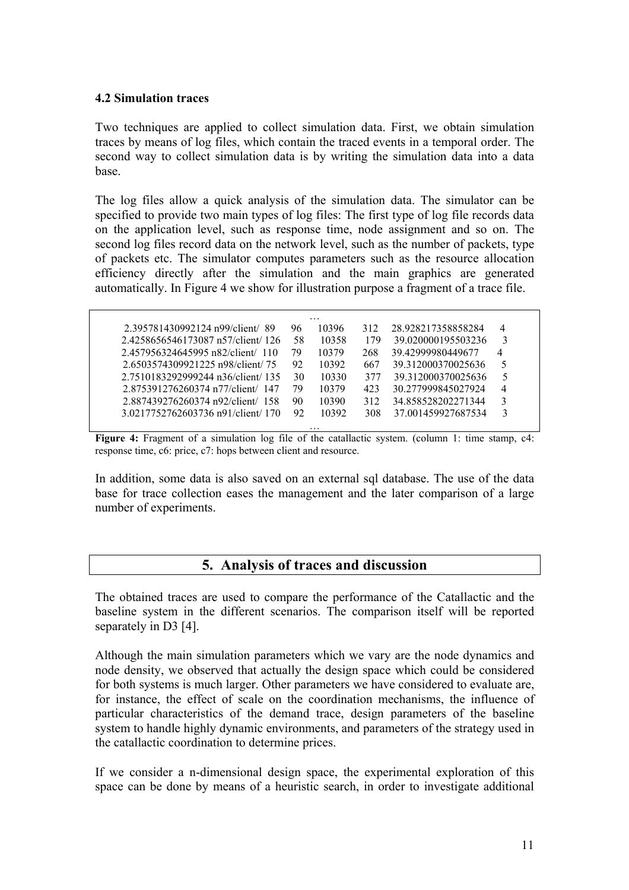#### 4.2 Simulation traces

Two techniques are applied to collect simulation data. First, we obtain simulation traces by means of log files, which contain the traced events in a temporal order. The second way to collect simulation data is by writing the simulation data into a data base.

The log files allow a quick analysis of the simulation data. The simulator can be specified to provide two main types of log files: The first type of log file records data on the application level, such as response time, node assignment and so on. The second log files record data on the network level, such as the number of packets, type of packets etc. The simulator computes parameters such as the resource allocation efficiency directly after the simulation and the main graphics are generated automatically. In Figure 4 we show for illustration purpose a fragment of a trace file.

```
                                      …
2.395781430992124 n99/client/  89    96    10396    312    28.928217358858284    4
2.4258656546173087 n57/client/ 126   58    10358    179    39.020000195503236    3
2.457956324645995 n82/client/  110   79    10379    268    39.42999980449677     4
2.6503574309921225 n98/client/ 75    92    10392    667    39.312000370025636    5
2.7510183292999244 n36/client/ 135   30    10330    377    39.312000370025636    5
2.875391276260374 n77/client/  147   79    10379    423    30.277999845027924    4
2.887439276260374 n92/client/  158   90    10390    312    34.858528202271344    3
3.0217752762603736 n91/client/ 170   92    10392    308    37.001459927687534    3
                                      …
```

**Figure 4:** Fragment of a simulation log file of the catallactic system. (column 1: time stamp, c4: response time, c6: price, c7: hops between client and resource.

In addition, some data is also saved on an external sql database. The use of the data base for trace collection eases the management and the later comparison of a large number of experiments.

## 5. Analysis of traces and discussion

The obtained traces are used to compare the performance of the Catallactic and the baseline system in the different scenarios. The comparison itself will be reported separately in D3 [4].

Although the main simulation parameters which we vary are the node dynamics and node density, we observed that actually the design space which could be considered for both systems is much larger. Other parameters we have considered to evaluate are, for instance, the effect of scale on the coordination mechanisms, the influence of particular characteristics of the demand trace, design parameters of the baseline system to handle highly dynamic environments, and parameters of the strategy used in the catallactic coordination to determine prices.

If we consider a n-dimensional design space, the experimental exploration of this space can be done by means of a heuristic search, in order to investigate additional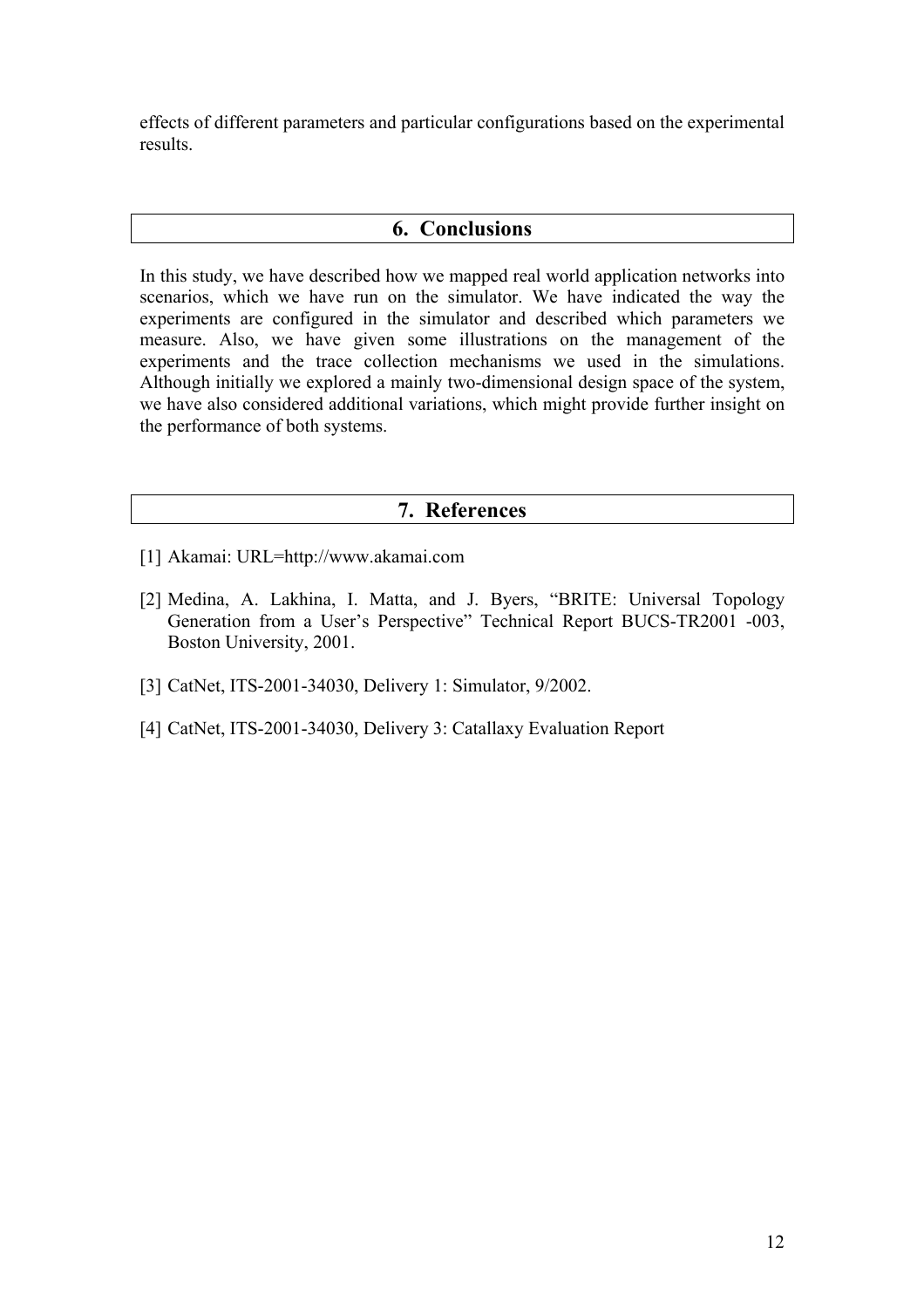effects of different parameters and particular configurations based on the experimental results.

## 6. Conclusions

In this study, we have described how we mapped real world application networks into scenarios, which we have run on the simulator. We have indicated the way the experiments are configured in the simulator and described which parameters we measure. Also, we have given some illustrations on the management of the experiments and the trace collection mechanisms we used in the simulations. Although initially we explored a mainly two-dimensional design space of the system, we have also considered additional variations, which might provide further insight on the performance of both systems.

## 7. References

[1] Akamai: URL=http://www.akamai.com

[2] Medina, A. Lakhina, I. Matta, and J. Byers, “BRITE: Universal Topology Generation from a User’s Perspective” Technical Report BUCS-TR2001 -003, Boston University, 2001.

[3] CatNet, ITS-2001-34030, Delivery 1: Simulator, 9/2002.

[4] CatNet, ITS-2001-34030, Delivery 3: Catallaxy Evaluation Report